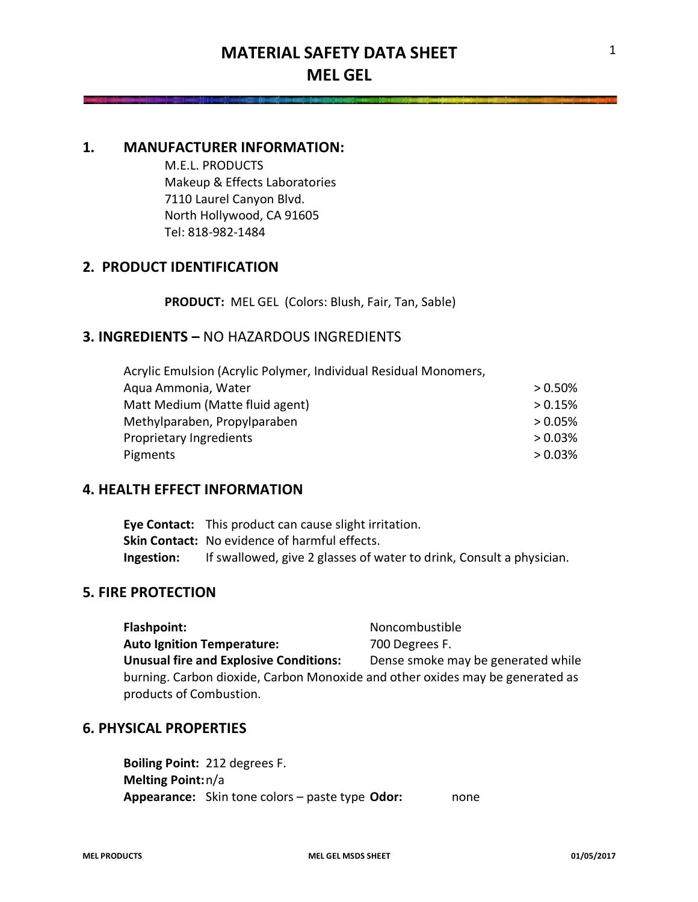# MATERIAL SAFETY DATA SHEET
# MEL GEL

## 1. MANUFACTURER INFORMATION:

M.E.L. PRODUCTS
Makeup & Effects Laboratories
7110 Laurel Canyon Blvd.
North Hollywood, CA 91605
Tel: 818-982-1484

## 2. PRODUCT IDENTIFICATION

**PRODUCT:** MEL GEL (Colors: Blush, Fair, Tan, Sable)

## 3. INGREDIENTS – NO HAZARDOUS INGREDIENTS

| Ingredient | Amount |
|---|---|
| Acrylic Emulsion (Acrylic Polymer, Individual Residual Monomers, Aqua Ammonia, Water | > 0.50% |
| Matt Medium (Matte fluid agent) | > 0.15% |
| Methylparaben, Propylparaben | > 0.05% |
| Proprietary Ingredients | > 0.03% |
| Pigments | > 0.03% |

## 4. HEALTH EFFECT INFORMATION

**Eye Contact:** This product can cause slight irritation.
**Skin Contact:** No evidence of harmful effects.
**Ingestion:** If swallowed, give 2 glasses of water to drink, Consult a physician.

## 5. FIRE PROTECTION

**Flashpoint:** Noncombustible
**Auto Ignition Temperature:** 700 Degrees F.
**Unusual fire and Explosive Conditions:** Dense smoke may be generated while burning. Carbon dioxide, Carbon Monoxide and other oxides may be generated as products of Combustion.

## 6. PHYSICAL PROPERTIES

**Boiling Point:** 212 degrees F.
**Melting Point:** n/a
**Appearance:** Skin tone colors – paste type **Odor:** none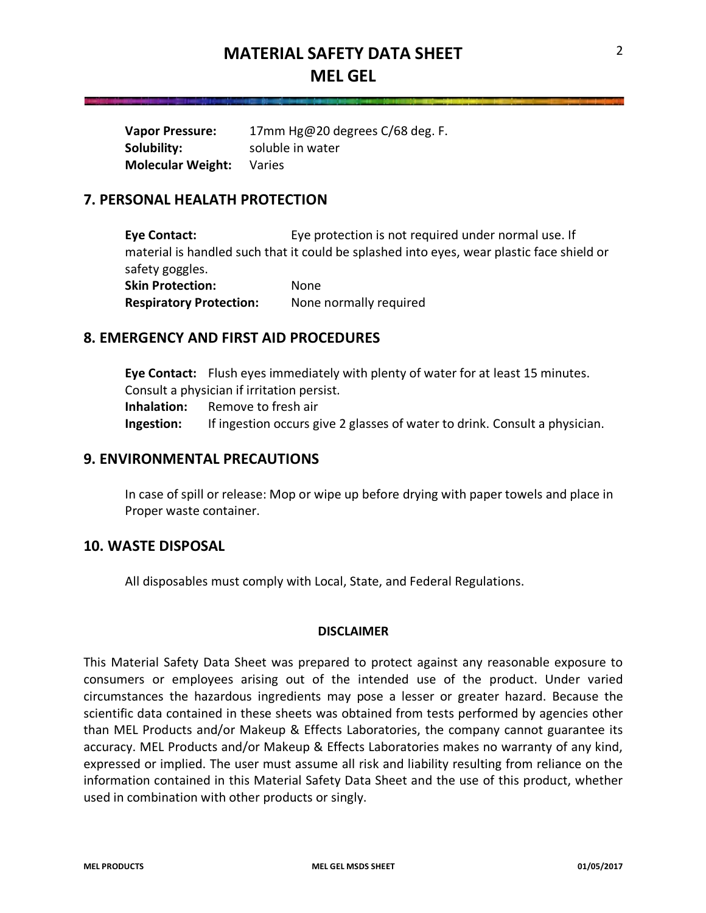**Vapor Pressure:** 17mm Hg@20 degrees C/68 deg. F.
**Solubility:** soluble in water
**Molecular Weight:** Varies

## 7. PERSONAL HEALATH PROTECTION

**Eye Contact:** Eye protection is not required under normal use. If material is handled such that it could be splashed into eyes, wear plastic face shield or safety goggles.
**Skin Protection:** None
**Respiratory Protection:** None normally required

## 8. EMERGENCY AND FIRST AID PROCEDURES

**Eye Contact:** Flush eyes immediately with plenty of water for at least 15 minutes. Consult a physician if irritation persist.
**Inhalation:** Remove to fresh air
**Ingestion:** If ingestion occurs give 2 glasses of water to drink. Consult a physician.

## 9. ENVIRONMENTAL PRECAUTIONS

In case of spill or release: Mop or wipe up before drying with paper towels and place in Proper waste container.

## 10. WASTE DISPOSAL

All disposables must comply with Local, State, and Federal Regulations.

**DISCLAIMER**

This Material Safety Data Sheet was prepared to protect against any reasonable exposure to consumers or employees arising out of the intended use of the product. Under varied circumstances the hazardous ingredients may pose a lesser or greater hazard. Because the scientific data contained in these sheets was obtained from tests performed by agencies other than MEL Products and/or Makeup & Effects Laboratories, the company cannot guarantee its accuracy. MEL Products and/or Makeup & Effects Laboratories makes no warranty of any kind, expressed or implied. The user must assume all risk and liability resulting from reliance on the information contained in this Material Safety Data Sheet and the use of this product, whether used in combination with other products or singly.